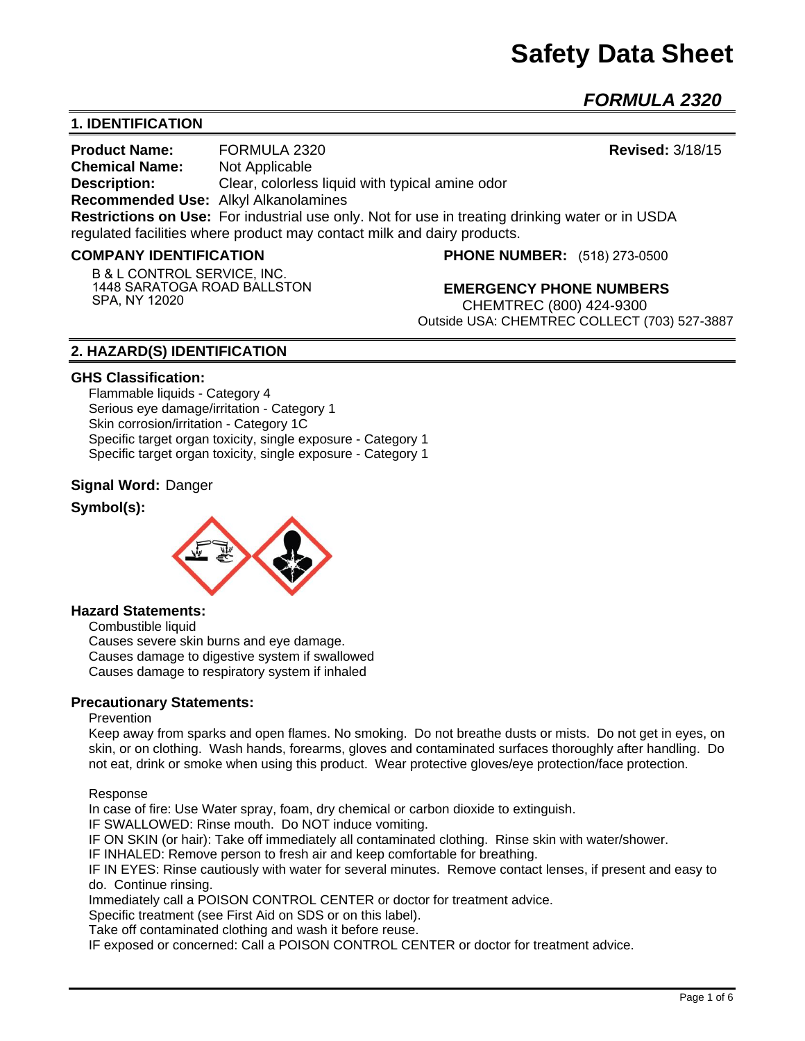# Safety Data Sheet

## *FORMULA 2320*

## 1. IDENTIFICATION

**Product Name:** FORMULA 2320 **Revised:** 3/18/15
**Chemical Name:** Not Applicable
**Description:** Clear, colorless liquid with typical amine odor
**Recommended Use:** Alkyl Alkanolamines
**Restrictions on Use:** For industrial use only. Not for use in treating drinking water or in USDA regulated facilities where product may contact milk and dairy products.

### COMPANY IDENTIFICATION

B & L CONTROL SERVICE, INC.
1448 SARATOGA ROAD BALLSTON SPA, NY 12020

**PHONE NUMBER:** (518) 273-0500

### EMERGENCY PHONE NUMBERS

CHEMTREC (800) 424-9300
Outside USA: CHEMTREC COLLECT (703) 527-3887

## 2. HAZARD(S) IDENTIFICATION

### GHS Classification:

Flammable liquids - Category 4
Serious eye damage/irritation - Category 1
Skin corrosion/irritation - Category 1C
Specific target organ toxicity, single exposure - Category 1
Specific target organ toxicity, single exposure - Category 1

**Signal Word:** Danger

**Symbol(s):**

### Hazard Statements:

Combustible liquid
Causes severe skin burns and eye damage.
Causes damage to digestive system if swallowed
Causes damage to respiratory system if inhaled

### Precautionary Statements:

Prevention

Keep away from sparks and open flames. No smoking. Do not breathe dusts or mists. Do not get in eyes, on skin, or on clothing. Wash hands, forearms, gloves and contaminated surfaces thoroughly after handling. Do not eat, drink or smoke when using this product. Wear protective gloves/eye protection/face protection.

Response

In case of fire: Use Water spray, foam, dry chemical or carbon dioxide to extinguish.
IF SWALLOWED: Rinse mouth. Do NOT induce vomiting.
IF ON SKIN (or hair): Take off immediately all contaminated clothing. Rinse skin with water/shower.
IF INHALED: Remove person to fresh air and keep comfortable for breathing.
IF IN EYES: Rinse cautiously with water for several minutes. Remove contact lenses, if present and easy to do. Continue rinsing.
Immediately call a POISON CONTROL CENTER or doctor for treatment advice.
Specific treatment (see First Aid on SDS or on this label).
Take off contaminated clothing and wash it before reuse.
IF exposed or concerned: Call a POISON CONTROL CENTER or doctor for treatment advice.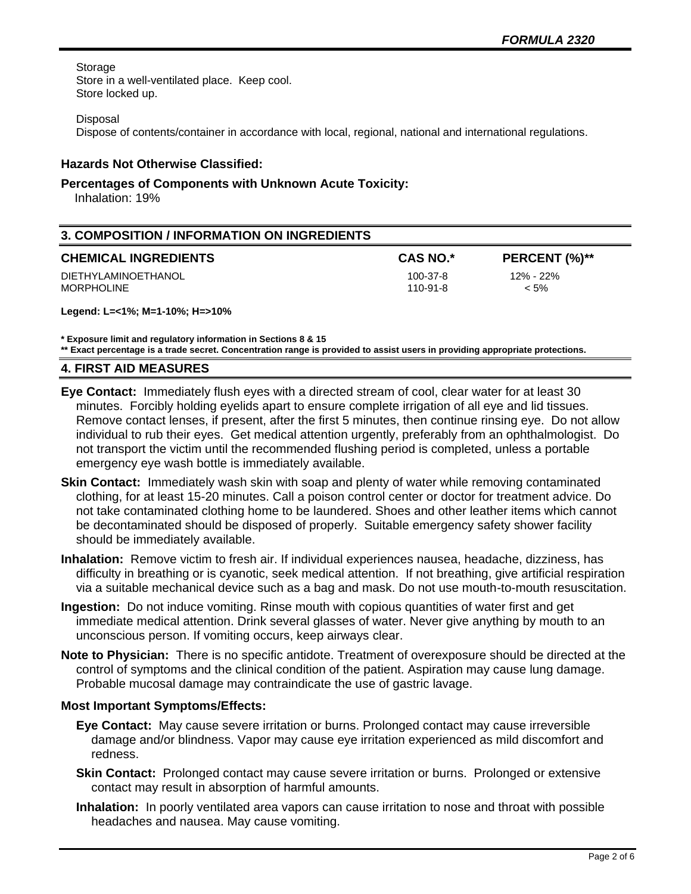Storage
Store in a well-ventilated place. Keep cool.
Store locked up.

Disposal
Dispose of contents/container in accordance with local, regional, national and international regulations.

**Hazards Not Otherwise Classified:**

**Percentages of Components with Unknown Acute Toxicity:**
Inhalation: 19%

## 3. COMPOSITION / INFORMATION ON INGREDIENTS

| CHEMICAL INGREDIENTS | CAS NO.* | PERCENT (%)** |
|---|---|---|
| DIETHYLAMINOETHANOL | 100-37-8 | 12% - 22% |
| MORPHOLINE | 110-91-8 | < 5% |

**Legend: L=<1%; M=1-10%; H=>10%**

**\* Exposure limit and regulatory information in Sections 8 & 15**
**\*\* Exact percentage is a trade secret. Concentration range is provided to assist users in providing appropriate protections.**

## 4. FIRST AID MEASURES

**Eye Contact:** Immediately flush eyes with a directed stream of cool, clear water for at least 30 minutes. Forcibly holding eyelids apart to ensure complete irrigation of all eye and lid tissues. Remove contact lenses, if present, after the first 5 minutes, then continue rinsing eye. Do not allow individual to rub their eyes. Get medical attention urgently, preferably from an ophthalmologist. Do not transport the victim until the recommended flushing period is completed, unless a portable emergency eye wash bottle is immediately available.

**Skin Contact:** Immediately wash skin with soap and plenty of water while removing contaminated clothing, for at least 15-20 minutes. Call a poison control center or doctor for treatment advice. Do not take contaminated clothing home to be laundered. Shoes and other leather items which cannot be decontaminated should be disposed of properly. Suitable emergency safety shower facility should be immediately available.

**Inhalation:** Remove victim to fresh air. If individual experiences nausea, headache, dizziness, has difficulty in breathing or is cyanotic, seek medical attention. If not breathing, give artificial respiration via a suitable mechanical device such as a bag and mask. Do not use mouth-to-mouth resuscitation.

**Ingestion:** Do not induce vomiting. Rinse mouth with copious quantities of water first and get immediate medical attention. Drink several glasses of water. Never give anything by mouth to an unconscious person. If vomiting occurs, keep airways clear.

**Note to Physician:** There is no specific antidote. Treatment of overexposure should be directed at the control of symptoms and the clinical condition of the patient. Aspiration may cause lung damage. Probable mucosal damage may contraindicate the use of gastric lavage.

**Most Important Symptoms/Effects:**

**Eye Contact:** May cause severe irritation or burns. Prolonged contact may cause irreversible damage and/or blindness. Vapor may cause eye irritation experienced as mild discomfort and redness.

**Skin Contact:** Prolonged contact may cause severe irritation or burns. Prolonged or extensive contact may result in absorption of harmful amounts.

**Inhalation:** In poorly ventilated area vapors can cause irritation to nose and throat with possible headaches and nausea. May cause vomiting.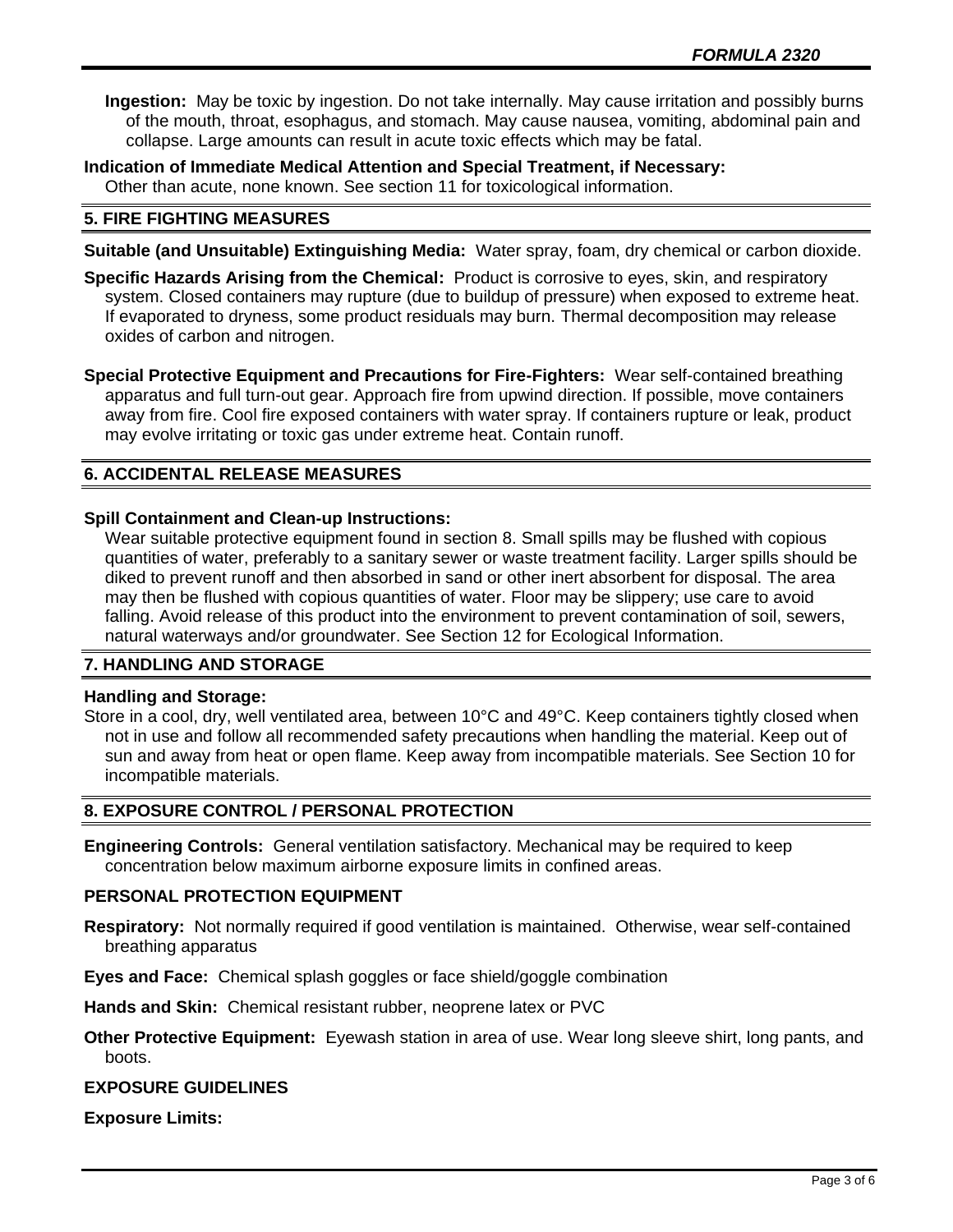**Ingestion:** May be toxic by ingestion. Do not take internally. May cause irritation and possibly burns of the mouth, throat, esophagus, and stomach. May cause nausea, vomiting, abdominal pain and collapse. Large amounts can result in acute toxic effects which may be fatal.

**Indication of Immediate Medical Attention and Special Treatment, if Necessary:**
Other than acute, none known. See section 11 for toxicological information.

## 5. FIRE FIGHTING MEASURES

**Suitable (and Unsuitable) Extinguishing Media:** Water spray, foam, dry chemical or carbon dioxide.

**Specific Hazards Arising from the Chemical:** Product is corrosive to eyes, skin, and respiratory system. Closed containers may rupture (due to buildup of pressure) when exposed to extreme heat. If evaporated to dryness, some product residuals may burn. Thermal decomposition may release oxides of carbon and nitrogen.

**Special Protective Equipment and Precautions for Fire-Fighters:** Wear self-contained breathing apparatus and full turn-out gear. Approach fire from upwind direction. If possible, move containers away from fire. Cool fire exposed containers with water spray. If containers rupture or leak, product may evolve irritating or toxic gas under extreme heat. Contain runoff.

## 6. ACCIDENTAL RELEASE MEASURES

**Spill Containment and Clean-up Instructions:**
Wear suitable protective equipment found in section 8. Small spills may be flushed with copious quantities of water, preferably to a sanitary sewer or waste treatment facility. Larger spills should be diked to prevent runoff and then absorbed in sand or other inert absorbent for disposal. The area may then be flushed with copious quantities of water. Floor may be slippery; use care to avoid falling. Avoid release of this product into the environment to prevent contamination of soil, sewers, natural waterways and/or groundwater. See Section 12 for Ecological Information.

## 7. HANDLING AND STORAGE

**Handling and Storage:**
Store in a cool, dry, well ventilated area, between 10°C and 49°C. Keep containers tightly closed when not in use and follow all recommended safety precautions when handling the material. Keep out of sun and away from heat or open flame. Keep away from incompatible materials. See Section 10 for incompatible materials.

## 8. EXPOSURE CONTROL / PERSONAL PROTECTION

**Engineering Controls:** General ventilation satisfactory. Mechanical may be required to keep concentration below maximum airborne exposure limits in confined areas.

### PERSONAL PROTECTION EQUIPMENT

**Respiratory:** Not normally required if good ventilation is maintained. Otherwise, wear self-contained breathing apparatus

**Eyes and Face:** Chemical splash goggles or face shield/goggle combination

**Hands and Skin:** Chemical resistant rubber, neoprene latex or PVC

**Other Protective Equipment:** Eyewash station in area of use. Wear long sleeve shirt, long pants, and boots.

### EXPOSURE GUIDELINES

**Exposure Limits:**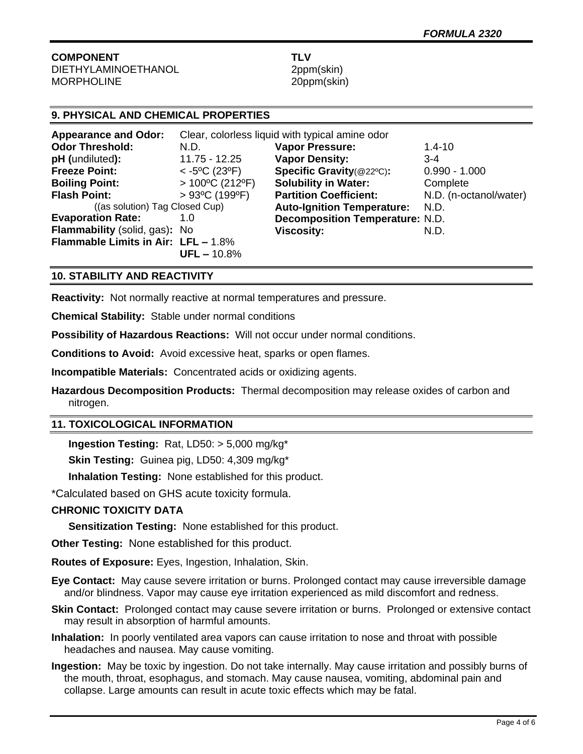| COMPONENT | TLV |
|---|---|
| DIETHYLAMINOETHANOL | 2ppm(skin) |
| MORPHOLINE | 20ppm(skin) |

## 9. PHYSICAL AND CHEMICAL PROPERTIES

**Appearance and Odor:** Clear, colorless liquid with typical amine odor

| | | | |
|---|---|---|---|
| **Odor Threshold:** | N.D. | **Vapor Pressure:** | 1.4-10 |
| **pH (**undiluted**):** | 11.75 - 12.25 | **Vapor Density:** | 3-4 |
| **Freeze Point:** | < -5ºC (23ºF) | **Specific Gravity**(@22ºC)**:** | 0.990 - 1.000 |
| **Boiling Point:** | > 100ºC (212ºF) | **Solubility in Water:** | Complete |
| **Flash Point:** | > 93ºC (199ºF) | **Partition Coefficient:** | N.D. (n-octanol/water) |
| ((as solution) Tag Closed Cup) | | **Auto-Ignition Temperature:** | N.D. |
| **Evaporation Rate:** | 1.0 | **Decomposition Temperature:** | N.D. |
| **Flammability** (solid, gas)**:** | No | **Viscosity:** | N.D. |
| **Flammable Limits in Air:** | **LFL –** 1.8% | | |
| | **UFL –** 10.8% | | |

## 10. STABILITY AND REACTIVITY

**Reactivity:** Not normally reactive at normal temperatures and pressure.

**Chemical Stability:** Stable under normal conditions

**Possibility of Hazardous Reactions:** Will not occur under normal conditions.

**Conditions to Avoid:** Avoid excessive heat, sparks or open flames.

**Incompatible Materials:** Concentrated acids or oxidizing agents.

**Hazardous Decomposition Products:** Thermal decomposition may release oxides of carbon and nitrogen.

## 11. TOXICOLOGICAL INFORMATION

**Ingestion Testing:** Rat, LD50: > 5,000 mg/kg*

**Skin Testing:** Guinea pig, LD50: 4,309 mg/kg*

**Inhalation Testing:** None established for this product.

*Calculated based on GHS acute toxicity formula.

**CHRONIC TOXICITY DATA**

**Sensitization Testing:** None established for this product.

**Other Testing:** None established for this product.

**Routes of Exposure:** Eyes, Ingestion, Inhalation, Skin.

**Eye Contact:** May cause severe irritation or burns. Prolonged contact may cause irreversible damage and/or blindness. Vapor may cause eye irritation experienced as mild discomfort and redness.

**Skin Contact:** Prolonged contact may cause severe irritation or burns. Prolonged or extensive contact may result in absorption of harmful amounts.

**Inhalation:** In poorly ventilated area vapors can cause irritation to nose and throat with possible headaches and nausea. May cause vomiting.

**Ingestion:** May be toxic by ingestion. Do not take internally. May cause irritation and possibly burns of the mouth, throat, esophagus, and stomach. May cause nausea, vomiting, abdominal pain and collapse. Large amounts can result in acute toxic effects which may be fatal.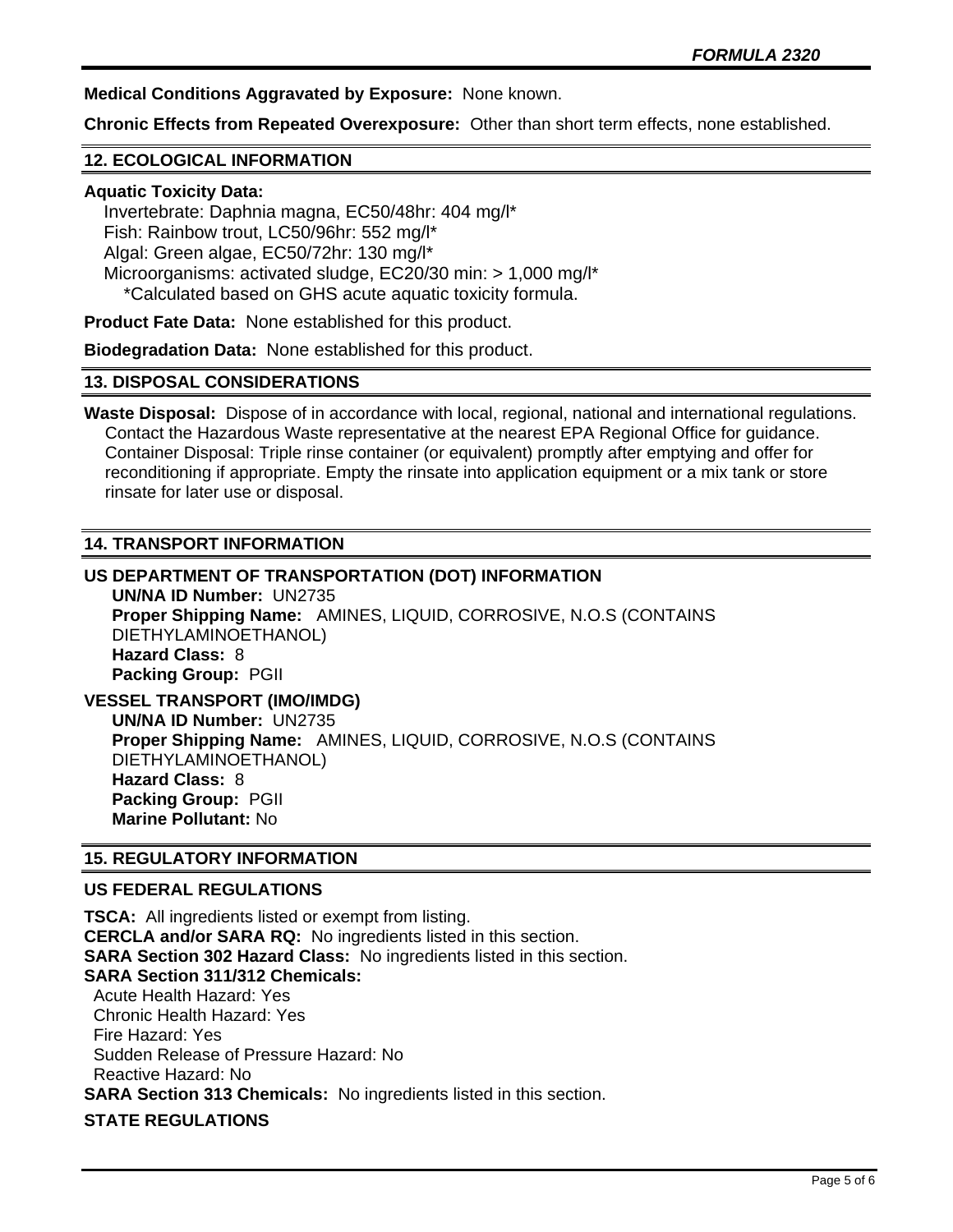**Medical Conditions Aggravated by Exposure:** None known.

**Chronic Effects from Repeated Overexposure:** Other than short term effects, none established.

## 12. ECOLOGICAL INFORMATION

**Aquatic Toxicity Data:**

Invertebrate: Daphnia magna, EC50/48hr: 404 mg/l*
Fish: Rainbow trout, LC50/96hr: 552 mg/l*
Algal: Green algae, EC50/72hr: 130 mg/l*
Microorganisms: activated sludge, EC20/30 min: > 1,000 mg/l*
*Calculated based on GHS acute aquatic toxicity formula.

**Product Fate Data:** None established for this product.

**Biodegradation Data:** None established for this product.

## 13. DISPOSAL CONSIDERATIONS

**Waste Disposal:** Dispose of in accordance with local, regional, national and international regulations. Contact the Hazardous Waste representative at the nearest EPA Regional Office for guidance. Container Disposal: Triple rinse container (or equivalent) promptly after emptying and offer for reconditioning if appropriate. Empty the rinsate into application equipment or a mix tank or store rinsate for later use or disposal.

## 14. TRANSPORT INFORMATION

**US DEPARTMENT OF TRANSPORTATION (DOT) INFORMATION**

**UN/NA ID Number:** UN2735
**Proper Shipping Name:** AMINES, LIQUID, CORROSIVE, N.O.S (CONTAINS DIETHYLAMINOETHANOL)
**Hazard Class:** 8
**Packing Group:** PGII

**VESSEL TRANSPORT (IMO/IMDG)**

**UN/NA ID Number:** UN2735
**Proper Shipping Name:** AMINES, LIQUID, CORROSIVE, N.O.S (CONTAINS DIETHYLAMINOETHANOL)
**Hazard Class:** 8
**Packing Group:** PGII
**Marine Pollutant:** No

## 15. REGULATORY INFORMATION

**US FEDERAL REGULATIONS**

**TSCA:** All ingredients listed or exempt from listing.
**CERCLA and/or SARA RQ:** No ingredients listed in this section.
**SARA Section 302 Hazard Class:** No ingredients listed in this section.
**SARA Section 311/312 Chemicals:**
Acute Health Hazard: Yes
Chronic Health Hazard: Yes
Fire Hazard: Yes
Sudden Release of Pressure Hazard: No
Reactive Hazard: No
**SARA Section 313 Chemicals:** No ingredients listed in this section.

**STATE REGULATIONS**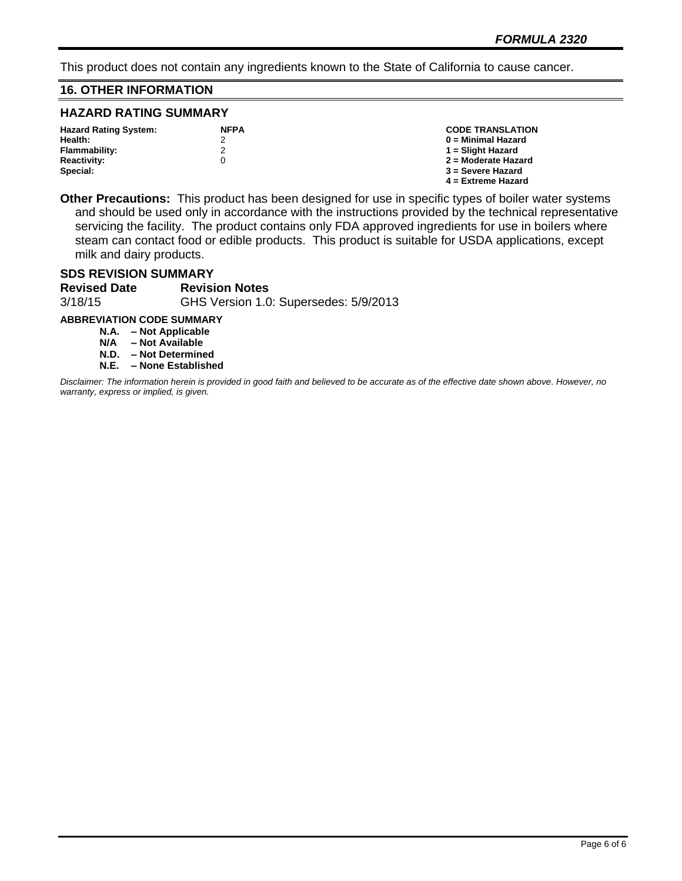This product does not contain any ingredients known to the State of California to cause cancer.

## 16. OTHER INFORMATION

### HAZARD RATING SUMMARY

| Hazard Rating System: | NFPA | CODE TRANSLATION |
|---|---|---|
| Health: | 2 | 0 = Minimal Hazard |
| Flammability: | 2 | 1 = Slight Hazard |
| Reactivity: | 0 | 2 = Moderate Hazard |
| Special: | | 3 = Severe Hazard |
| | | 4 = Extreme Hazard |

**Other Precautions:** This product has been designed for use in specific types of boiler water systems and should be used only in accordance with the instructions provided by the technical representative servicing the facility. The product contains only FDA approved ingredients for use in boilers where steam can contact food or edible products. This product is suitable for USDA applications, except milk and dairy products.

### SDS REVISION SUMMARY

| Revised Date | Revision Notes |
|---|---|
| 3/18/15 | GHS Version 1.0: Supersedes: 5/9/2013 |

**ABBREVIATION CODE SUMMARY**

- **N.A. – Not Applicable**
- **N/A – Not Available**
- **N.D. – Not Determined**
- **N.E. – None Established**

*Disclaimer: The information herein is provided in good faith and believed to be accurate as of the effective date shown above. However, no warranty, express or implied, is given.*